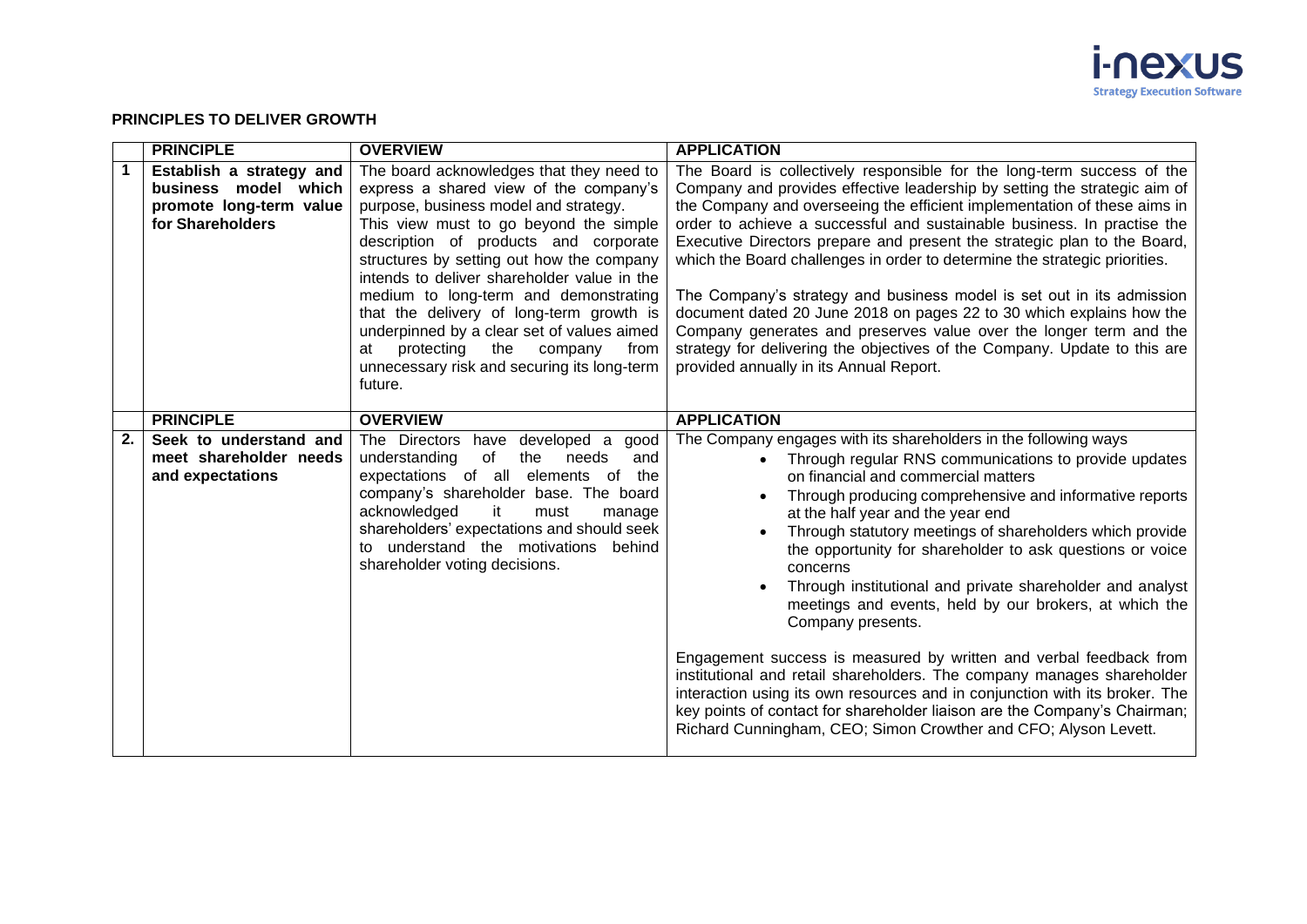## PRINCIPLES TO DELIVER GROWTH

| | PRINCIPLE | OVERVIEW | APPLICATION |
|---|---|---|---|
| 1 | **Establish a strategy and business model which promote long-term value for Shareholders** | The board acknowledges that they need to express a shared view of the company's purpose, business model and strategy. This view must to go beyond the simple description of products and corporate structures by setting out how the company intends to deliver shareholder value in the medium to long-term and demonstrating that the delivery of long-term growth is underpinned by a clear set of values aimed at protecting the company from unnecessary risk and securing its long-term future. | The Board is collectively responsible for the long-term success of the Company and provides effective leadership by setting the strategic aim of the Company and overseeing the efficient implementation of these aims in order to achieve a successful and sustainable business. In practise the Executive Directors prepare and present the strategic plan to the Board, which the Board challenges in order to determine the strategic priorities.<br><br>The Company's strategy and business model is set out in its admission document dated 20 June 2018 on pages 22 to 30 which explains how the Company generates and preserves value over the longer term and the strategy for delivering the objectives of the Company. Update to this are provided annually in its Annual Report. |
| | **PRINCIPLE** | **OVERVIEW** | **APPLICATION** |
| 2. | **Seek to understand and meet shareholder needs and expectations** | The Directors have developed a good understanding of the needs and expectations of all elements of the company's shareholder base. The board acknowledged it must manage shareholders' expectations and should seek to understand the motivations behind shareholder voting decisions. | The Company engages with its shareholders in the following ways<br>• Through regular RNS communications to provide updates on financial and commercial matters<br>• Through producing comprehensive and informative reports at the half year and the year end<br>• Through statutory meetings of shareholders which provide the opportunity for shareholder to ask questions or voice concerns<br>• Through institutional and private shareholder and analyst meetings and events, held by our brokers, at which the Company presents.<br><br>Engagement success is measured by written and verbal feedback from institutional and retail shareholders. The company manages shareholder interaction using its own resources and in conjunction with its broker. The key points of contact for shareholder liaison are the Company's Chairman; Richard Cunningham, CEO; Simon Crowther and CFO; Alyson Levett. |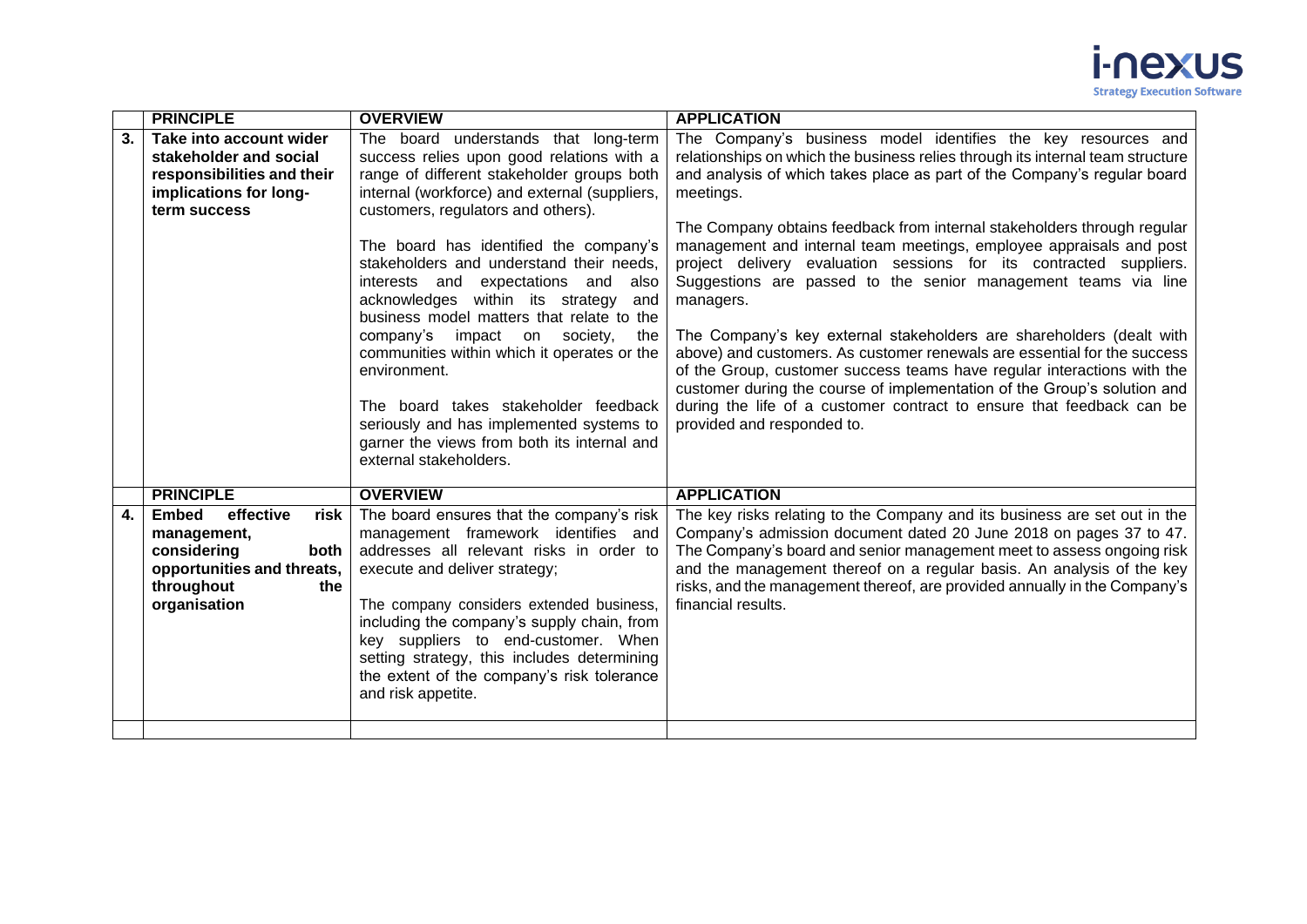| | PRINCIPLE | OVERVIEW | APPLICATION |
|---|---|---|---|
| **3.** | **Take into account wider stakeholder and social responsibilities and their implications for long-term success** | The board understands that long-term success relies upon good relations with a range of different stakeholder groups both internal (workforce) and external (suppliers, customers, regulators and others).<br><br>The board has identified the company's stakeholders and understand their needs, interests and expectations and also acknowledges within its strategy and business model matters that relate to the company's impact on society, the communities within which it operates or the environment.<br><br>The board takes stakeholder feedback seriously and has implemented systems to garner the views from both its internal and external stakeholders. | The Company's business model identifies the key resources and relationships on which the business relies through its internal team structure and analysis of which takes place as part of the Company's regular board meetings.<br><br>The Company obtains feedback from internal stakeholders through regular management and internal team meetings, employee appraisals and post project delivery evaluation sessions for its contracted suppliers. Suggestions are passed to the senior management teams via line managers.<br><br>The Company's key external stakeholders are shareholders (dealt with above) and customers. As customer renewals are essential for the success of the Group, customer success teams have regular interactions with the customer during the course of implementation of the Group's solution and during the life of a customer contract to ensure that feedback can be provided and responded to. |
| | **PRINCIPLE** | **OVERVIEW** | **APPLICATION** |
| **4.** | **Embed effective risk management, considering both opportunities and threats, throughout the organisation** | The board ensures that the company's risk management framework identifies and addresses all relevant risks in order to execute and deliver strategy;<br><br>The company considers extended business, including the company's supply chain, from key suppliers to end-customer. When setting strategy, this includes determining the extent of the company's risk tolerance and risk appetite. | The key risks relating to the Company and its business are set out in the Company's admission document dated 20 June 2018 on pages 37 to 47. The Company's board and senior management meet to assess ongoing risk and the management thereof on a regular basis. An analysis of the key risks, and the management thereof, are provided annually in the Company's financial results. |
| | | | |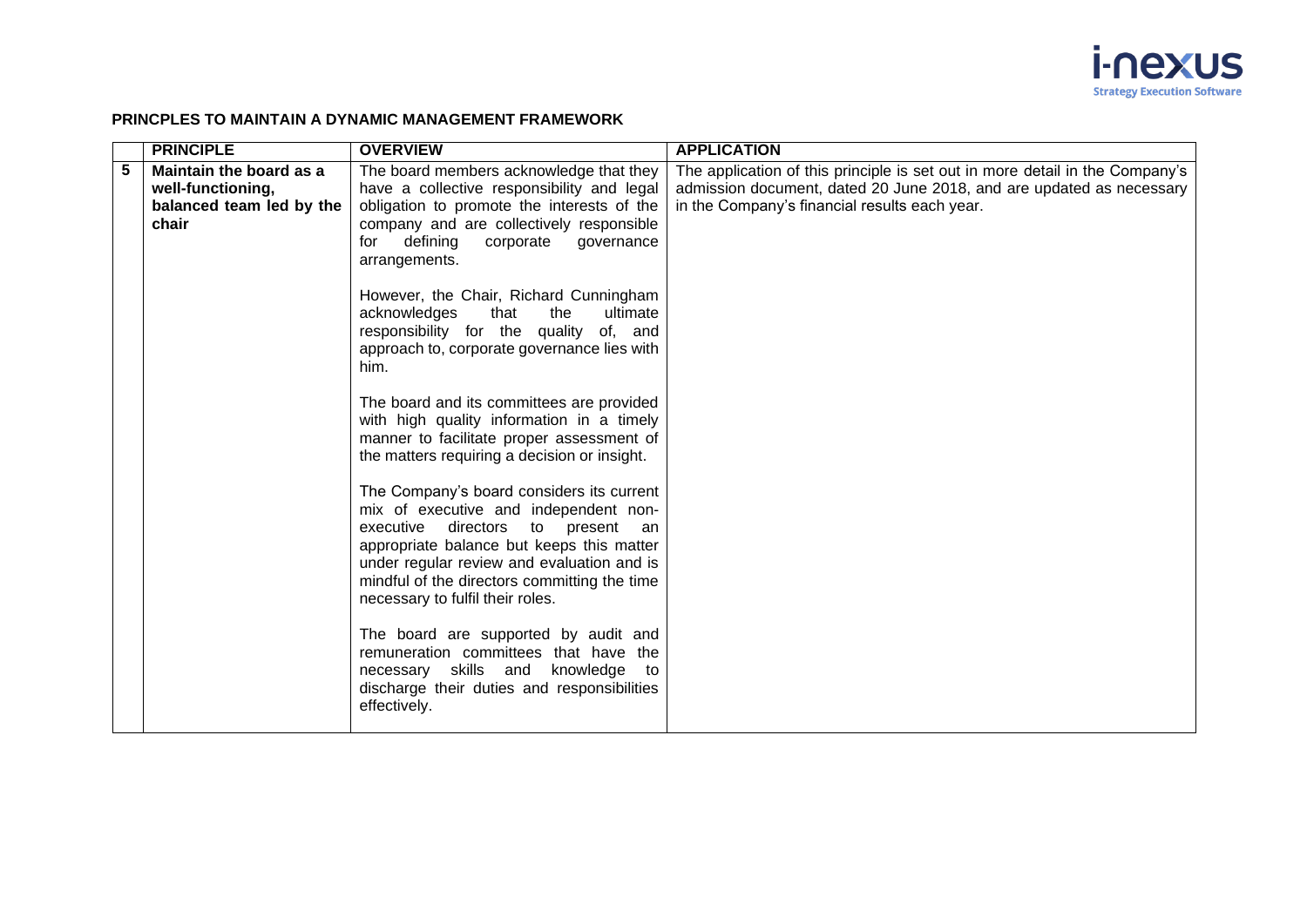## PRINCPLES TO MAINTAIN A DYNAMIC MANAGEMENT FRAMEWORK

| | PRINCIPLE | OVERVIEW | APPLICATION |
|---|---|---|---|
| 5 | **Maintain the board as a well-functioning, balanced team led by the chair** | The board members acknowledge that they have a collective responsibility and legal obligation to promote the interests of the company and are collectively responsible for defining corporate governance arrangements.<br><br>However, the Chair, Richard Cunningham acknowledges that the ultimate responsibility for the quality of, and approach to, corporate governance lies with him.<br><br>The board and its committees are provided with high quality information in a timely manner to facilitate proper assessment of the matters requiring a decision or insight.<br><br>The Company's board considers its current mix of executive and independent non-executive directors to present an appropriate balance but keeps this matter under regular review and evaluation and is mindful of the directors committing the time necessary to fulfil their roles.<br><br>The board are supported by audit and remuneration committees that have the necessary skills and knowledge to discharge their duties and responsibilities effectively. | The application of this principle is set out in more detail in the Company's admission document, dated 20 June 2018, and are updated as necessary in the Company's financial results each year. |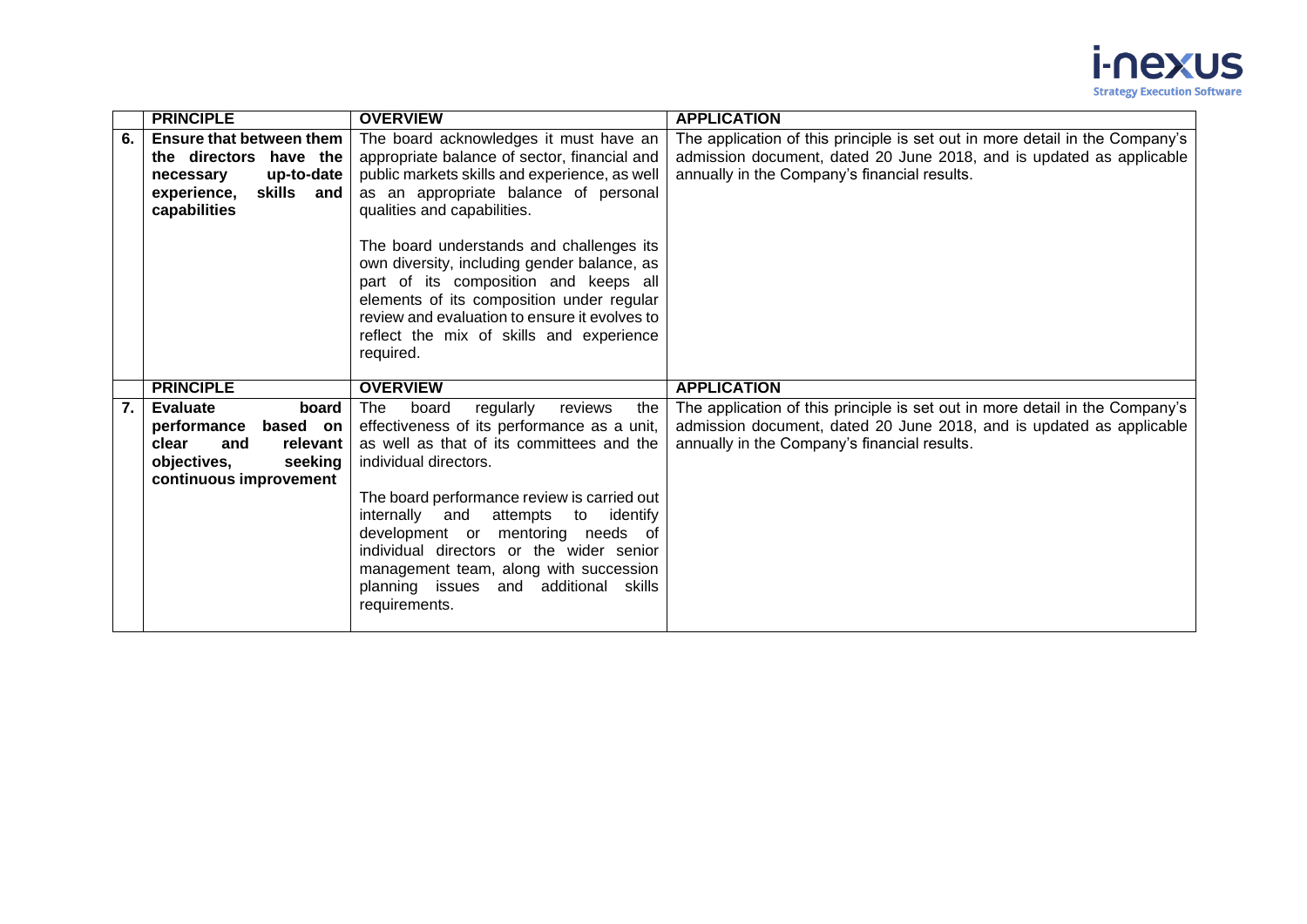| | PRINCIPLE | OVERVIEW | APPLICATION |
|---|---|---|---|
| **6.** | **Ensure that between them the directors have the necessary up-to-date experience, skills and capabilities** | The board acknowledges it must have an appropriate balance of sector, financial and public markets skills and experience, as well as an appropriate balance of personal qualities and capabilities.<br><br>The board understands and challenges its own diversity, including gender balance, as part of its composition and keeps all elements of its composition under regular review and evaluation to ensure it evolves to reflect the mix of skills and experience required. | The application of this principle is set out in more detail in the Company's admission document, dated 20 June 2018, and is updated as applicable annually in the Company's financial results. |
| | **PRINCIPLE** | **OVERVIEW** | **APPLICATION** |
| **7.** | **Evaluate board performance based on clear and relevant objectives, seeking continuous improvement** | The board regularly reviews the effectiveness of its performance as a unit, as well as that of its committees and the individual directors.<br><br>The board performance review is carried out internally and attempts to identify development or mentoring needs of individual directors or the wider senior management team, along with succession planning issues and additional skills requirements. | The application of this principle is set out in more detail in the Company's admission document, dated 20 June 2018, and is updated as applicable annually in the Company's financial results. |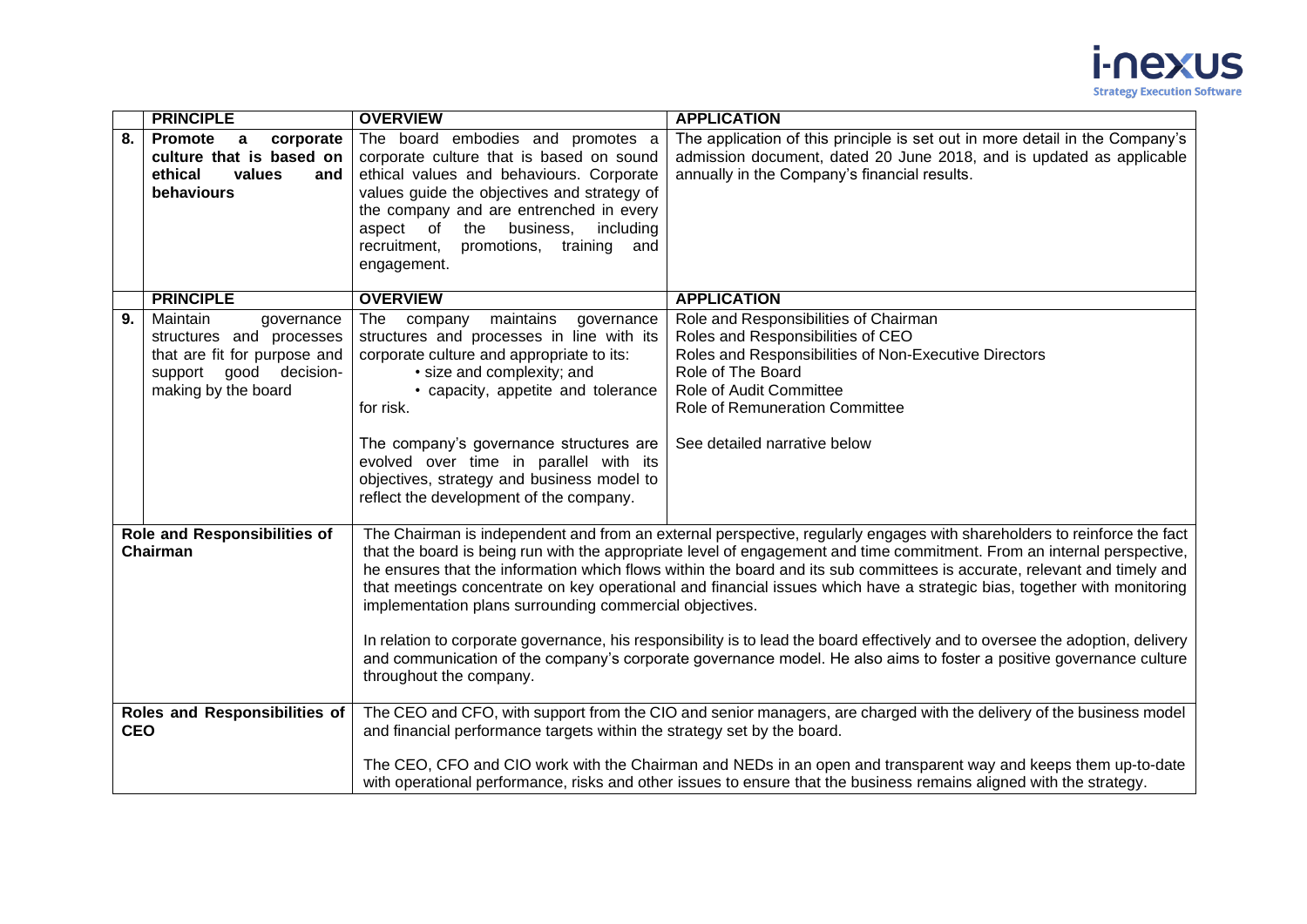| | PRINCIPLE | OVERVIEW | APPLICATION |
|---|---|---|---|
| 8. | **Promote a corporate culture that is based on ethical values and behaviours** | The board embodies and promotes a corporate culture that is based on sound ethical values and behaviours. Corporate values guide the objectives and strategy of the company and are entrenched in every aspect of the business, including recruitment, promotions, training and engagement. | The application of this principle is set out in more detail in the Company's admission document, dated 20 June 2018, and is updated as applicable annually in the Company's financial results. |

| | PRINCIPLE | OVERVIEW | APPLICATION |
|---|---|---|---|
| 9. | Maintain governance structures and processes that are fit for purpose and support good decision-making by the board | The company maintains governance structures and processes in line with its corporate culture and appropriate to its:<br>• size and complexity; and<br>• capacity, appetite and tolerance for risk.<br><br>The company's governance structures are evolved over time in parallel with its objectives, strategy and business model to reflect the development of the company. | Role and Responsibilities of Chairman<br>Roles and Responsibilities of CEO<br>Roles and Responsibilities of Non-Executive Directors<br>Role of The Board<br>Role of Audit Committee<br>Role of Remuneration Committee<br><br>See detailed narrative below |

| | |
|---|---|
| **Role and Responsibilities of Chairman** | The Chairman is independent and from an external perspective, regularly engages with shareholders to reinforce the fact that the board is being run with the appropriate level of engagement and time commitment. From an internal perspective, he ensures that the information which flows within the board and its sub committees is accurate, relevant and timely and that meetings concentrate on key operational and financial issues which have a strategic bias, together with monitoring implementation plans surrounding commercial objectives.<br><br>In relation to corporate governance, his responsibility is to lead the board effectively and to oversee the adoption, delivery and communication of the company's corporate governance model. He also aims to foster a positive governance culture throughout the company. |
| **Roles and Responsibilities of CEO** | The CEO and CFO, with support from the CIO and senior managers, are charged with the delivery of the business model and financial performance targets within the strategy set by the board.<br><br>The CEO, CFO and CIO work with the Chairman and NEDs in an open and transparent way and keeps them up-to-date with operational performance, risks and other issues to ensure that the business remains aligned with the strategy. |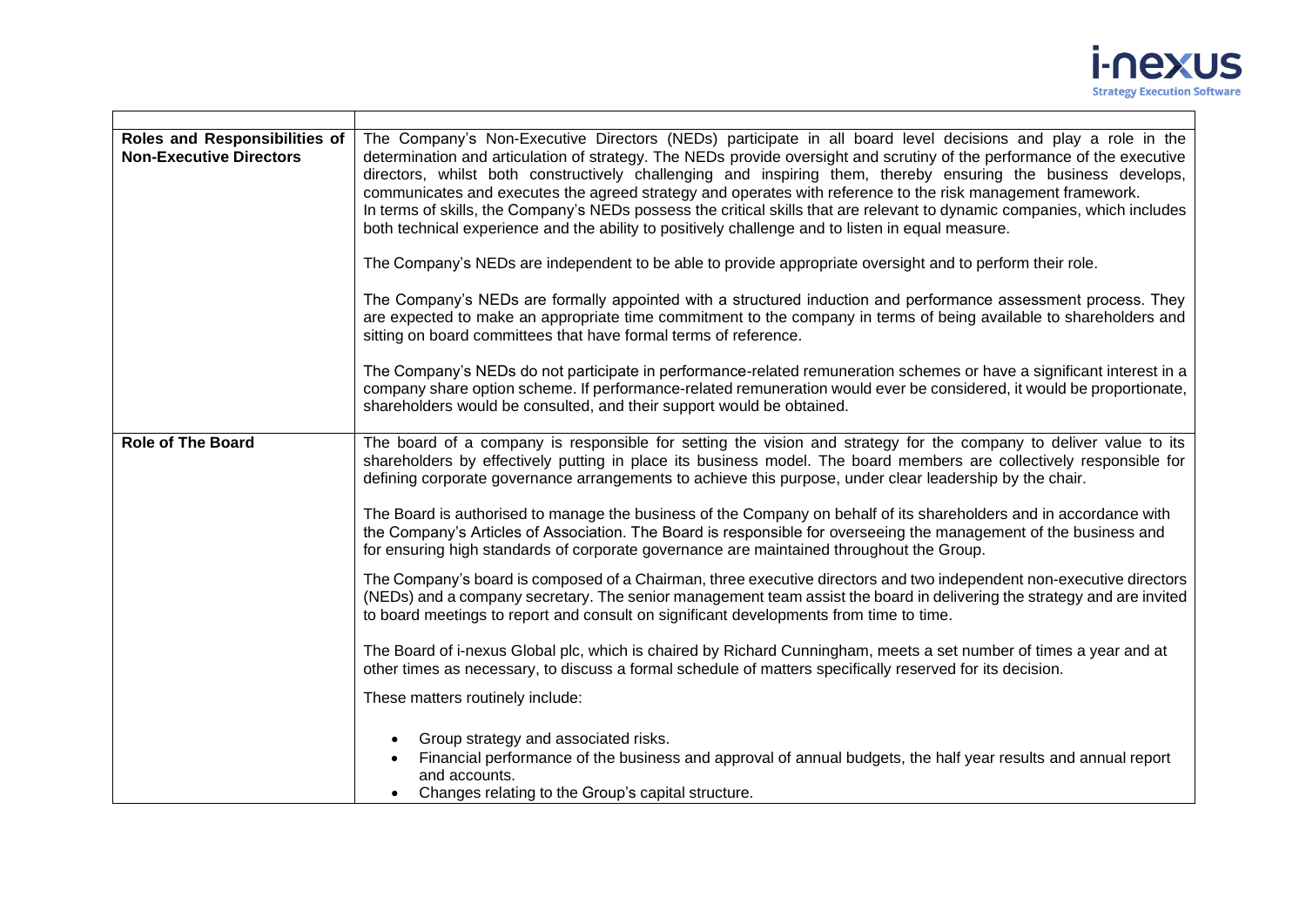| | |
|---|---|
| **Roles and Responsibilities of Non-Executive Directors** | The Company's Non-Executive Directors (NEDs) participate in all board level decisions and play a role in the determination and articulation of strategy. The NEDs provide oversight and scrutiny of the performance of the executive directors, whilst both constructively challenging and inspiring them, thereby ensuring the business develops, communicates and executes the agreed strategy and operates with reference to the risk management framework.<br>In terms of skills, the Company's NEDs possess the critical skills that are relevant to dynamic companies, which includes both technical experience and the ability to positively challenge and to listen in equal measure.<br><br>The Company's NEDs are independent to be able to provide appropriate oversight and to perform their role.<br><br>The Company's NEDs are formally appointed with a structured induction and performance assessment process. They are expected to make an appropriate time commitment to the company in terms of being available to shareholders and sitting on board committees that have formal terms of reference.<br><br>The Company's NEDs do not participate in performance-related remuneration schemes or have a significant interest in a company share option scheme. If performance-related remuneration would ever be considered, it would be proportionate, shareholders would be consulted, and their support would be obtained. |
| **Role of The Board** | The board of a company is responsible for setting the vision and strategy for the company to deliver value to its shareholders by effectively putting in place its business model. The board members are collectively responsible for defining corporate governance arrangements to achieve this purpose, under clear leadership by the chair.<br><br>The Board is authorised to manage the business of the Company on behalf of its shareholders and in accordance with the Company's Articles of Association. The Board is responsible for overseeing the management of the business and for ensuring high standards of corporate governance are maintained throughout the Group.<br><br>The Company's board is composed of a Chairman, three executive directors and two independent non-executive directors (NEDs) and a company secretary. The senior management team assist the board in delivering the strategy and are invited to board meetings to report and consult on significant developments from time to time.<br><br>The Board of i-nexus Global plc, which is chaired by Richard Cunningham, meets a set number of times a year and at other times as necessary, to discuss a formal schedule of matters specifically reserved for its decision.<br><br>These matters routinely include:<br><br>• Group strategy and associated risks.<br>• Financial performance of the business and approval of annual budgets, the half year results and annual report and accounts.<br>• Changes relating to the Group's capital structure. |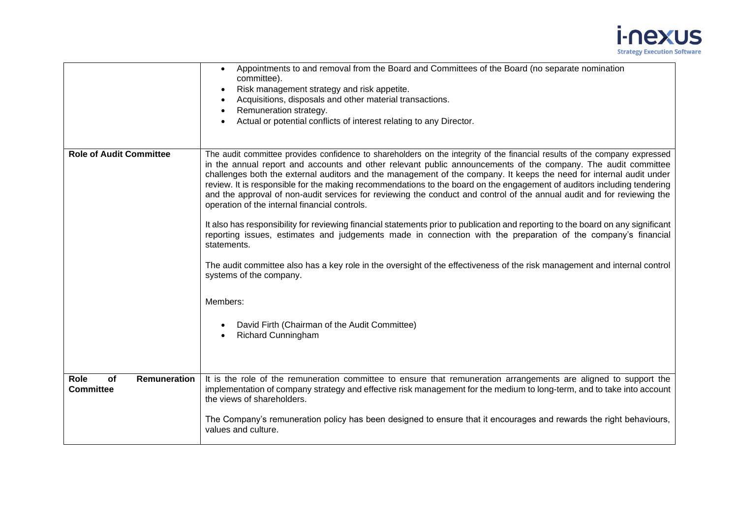|  |  |
|---|---|
|  | • Appointments to and removal from the Board and Committees of the Board (no separate nomination committee).<br>• Risk management strategy and risk appetite.<br>• Acquisitions, disposals and other material transactions.<br>• Remuneration strategy.<br>• Actual or potential conflicts of interest relating to any Director. |
| **Role of Audit Committee** | The audit committee provides confidence to shareholders on the integrity of the financial results of the company expressed in the annual report and accounts and other relevant public announcements of the company. The audit committee challenges both the external auditors and the management of the company. It keeps the need for internal audit under review. It is responsible for the making recommendations to the board on the engagement of auditors including tendering and the approval of non-audit services for reviewing the conduct and control of the annual audit and for reviewing the operation of the internal financial controls.<br><br>It also has responsibility for reviewing financial statements prior to publication and reporting to the board on any significant reporting issues, estimates and judgements made in connection with the preparation of the company's financial statements.<br><br>The audit committee also has a key role in the oversight of the effectiveness of the risk management and internal control systems of the company.<br><br>Members:<br><br>• David Firth (Chairman of the Audit Committee)<br>• Richard Cunningham |
| **Role of Remuneration Committee** | It is the role of the remuneration committee to ensure that remuneration arrangements are aligned to support the implementation of company strategy and effective risk management for the medium to long-term, and to take into account the views of shareholders.<br><br>The Company's remuneration policy has been designed to ensure that it encourages and rewards the right behaviours, values and culture. |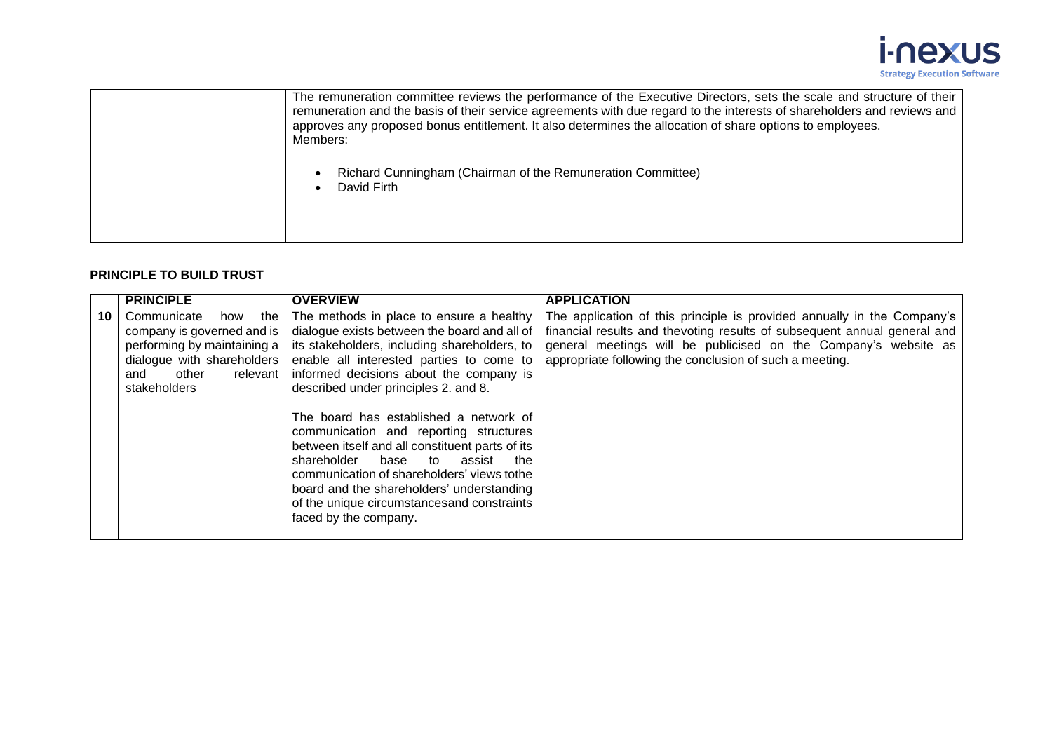| | |
|---|---|
| | The remuneration committee reviews the performance of the Executive Directors, sets the scale and structure of their remuneration and the basis of their service agreements with due regard to the interests of shareholders and reviews and approves any proposed bonus entitlement. It also determines the allocation of share options to employees.<br>Members:<br><br>• Richard Cunningham (Chairman of the Remuneration Committee)<br>• David Firth |

**PRINCIPLE TO BUILD TRUST**

| | PRINCIPLE | OVERVIEW | APPLICATION |
|---|---|---|---|
| 10 | Communicate how the company is governed and is performing by maintaining a dialogue with shareholders and other relevant stakeholders | The methods in place to ensure a healthy dialogue exists between the board and all of its stakeholders, including shareholders, to enable all interested parties to come to informed decisions about the company is described under principles 2. and 8.<br><br>The board has established a network of communication and reporting structures between itself and all constituent parts of its shareholder base to assist the communication of shareholders' views tothe board and the shareholders' understanding of the unique circumstancesand constraints faced by the company. | The application of this principle is provided annually in the Company's financial results and thevoting results of subsequent annual general and general meetings will be publicised on the Company's website as appropriate following the conclusion of such a meeting. |